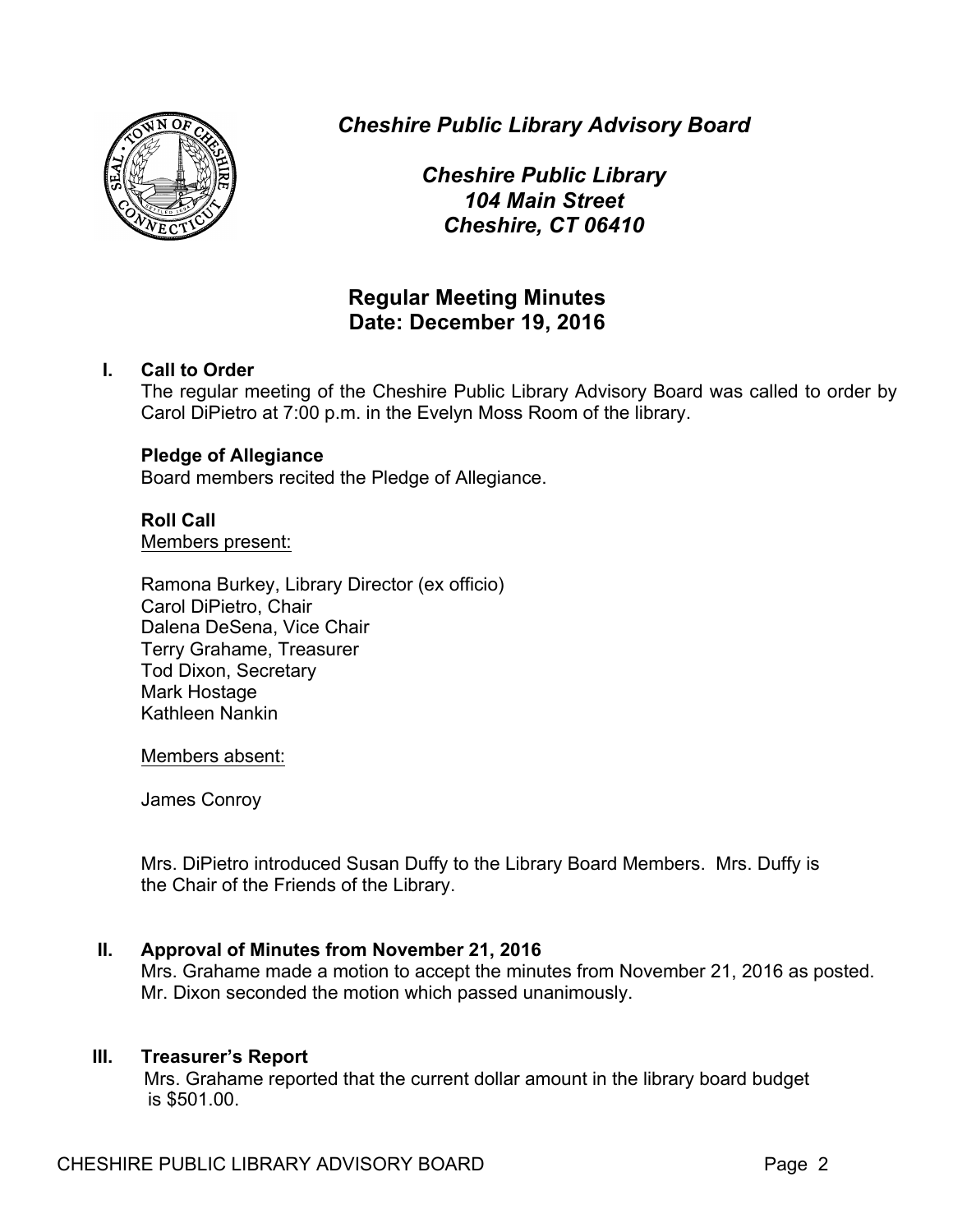# *Cheshire Public Library Advisory Board*

***Cheshire Public Library***
***104 Main Street***
***Cheshire, CT 06410***

## Regular Meeting Minutes
## Date: December 19, 2016

**I. Call to Order**

The regular meeting of the Cheshire Public Library Advisory Board was called to order by Carol DiPietro at 7:00 p.m. in the Evelyn Moss Room of the library.

**Pledge of Allegiance**

Board members recited the Pledge of Allegiance.

**Roll Call**

Members present:

Ramona Burkey, Library Director (ex officio)
Carol DiPietro, Chair
Dalena DeSena, Vice Chair
Terry Grahame, Treasurer
Tod Dixon, Secretary
Mark Hostage
Kathleen Nankin

Members absent:

James Conroy

Mrs. DiPietro introduced Susan Duffy to the Library Board Members. Mrs. Duffy is the Chair of the Friends of the Library.

**II. Approval of Minutes from November 21, 2016**

Mrs. Grahame made a motion to accept the minutes from November 21, 2016 as posted. Mr. Dixon seconded the motion which passed unanimously.

**III. Treasurer's Report**

Mrs. Grahame reported that the current dollar amount in the library board budget is $501.00.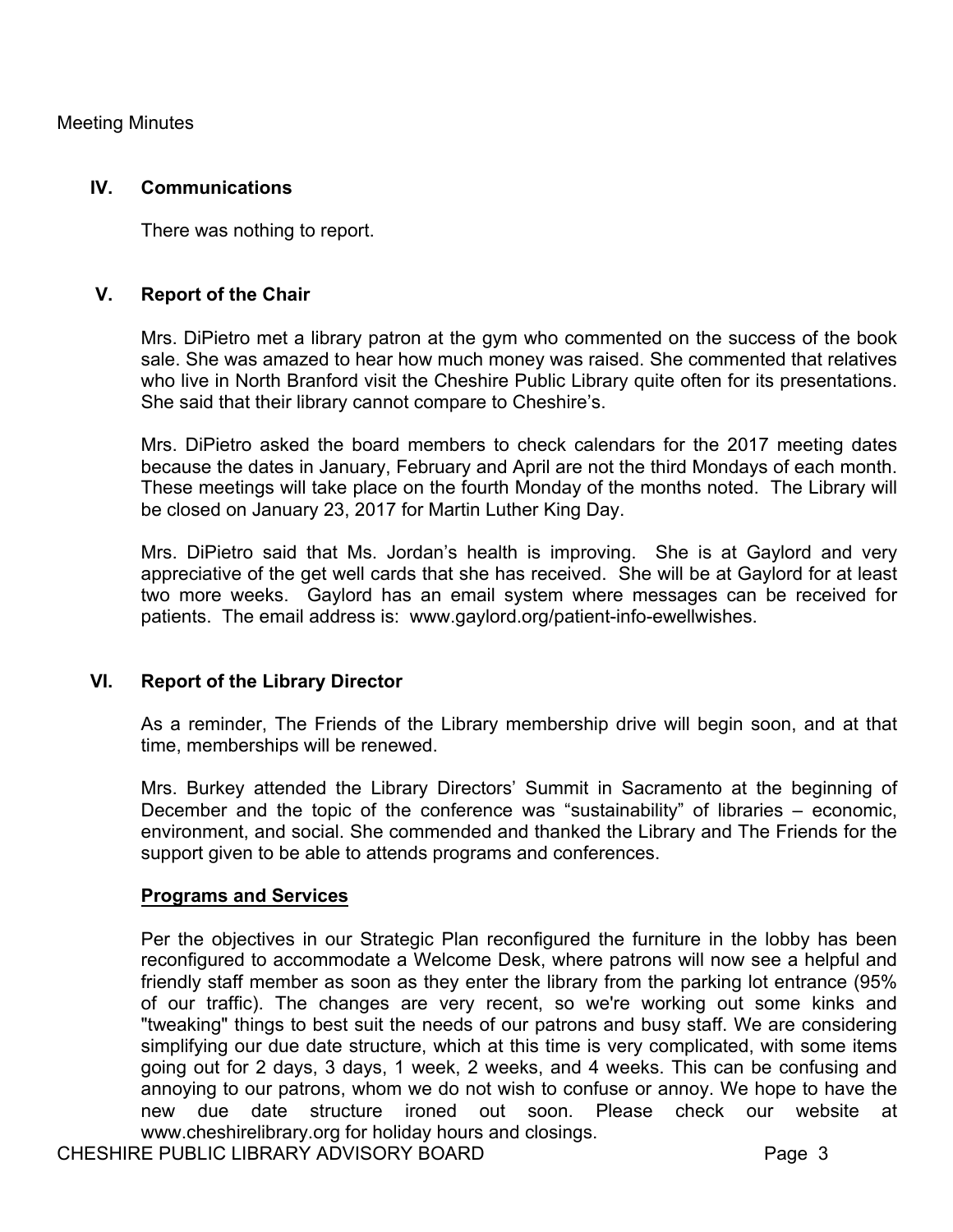Meeting Minutes

## IV. Communications

There was nothing to report.

## V. Report of the Chair

Mrs. DiPietro met a library patron at the gym who commented on the success of the book sale. She was amazed to hear how much money was raised. She commented that relatives who live in North Branford visit the Cheshire Public Library quite often for its presentations. She said that their library cannot compare to Cheshire's.

Mrs. DiPietro asked the board members to check calendars for the 2017 meeting dates because the dates in January, February and April are not the third Mondays of each month. These meetings will take place on the fourth Monday of the months noted. The Library will be closed on January 23, 2017 for Martin Luther King Day.

Mrs. DiPietro said that Ms. Jordan's health is improving. She is at Gaylord and very appreciative of the get well cards that she has received. She will be at Gaylord for at least two more weeks. Gaylord has an email system where messages can be received for patients. The email address is: www.gaylord.org/patient-info-ewellwishes.

## VI. Report of the Library Director

As a reminder, The Friends of the Library membership drive will begin soon, and at that time, memberships will be renewed.

Mrs. Burkey attended the Library Directors' Summit in Sacramento at the beginning of December and the topic of the conference was "sustainability" of libraries – economic, environment, and social. She commended and thanked the Library and The Friends for the support given to be able to attends programs and conferences.

### Programs and Services

Per the objectives in our Strategic Plan reconfigured the furniture in the lobby has been reconfigured to accommodate a Welcome Desk, where patrons will now see a helpful and friendly staff member as soon as they enter the library from the parking lot entrance (95% of our traffic). The changes are very recent, so we're working out some kinks and "tweaking" things to best suit the needs of our patrons and busy staff. We are considering simplifying our due date structure, which at this time is very complicated, with some items going out for 2 days, 3 days, 1 week, 2 weeks, and 4 weeks. This can be confusing and annoying to our patrons, whom we do not wish to confuse or annoy. We hope to have the new due date structure ironed out soon. Please check our website at www.cheshirelibrary.org for holiday hours and closings.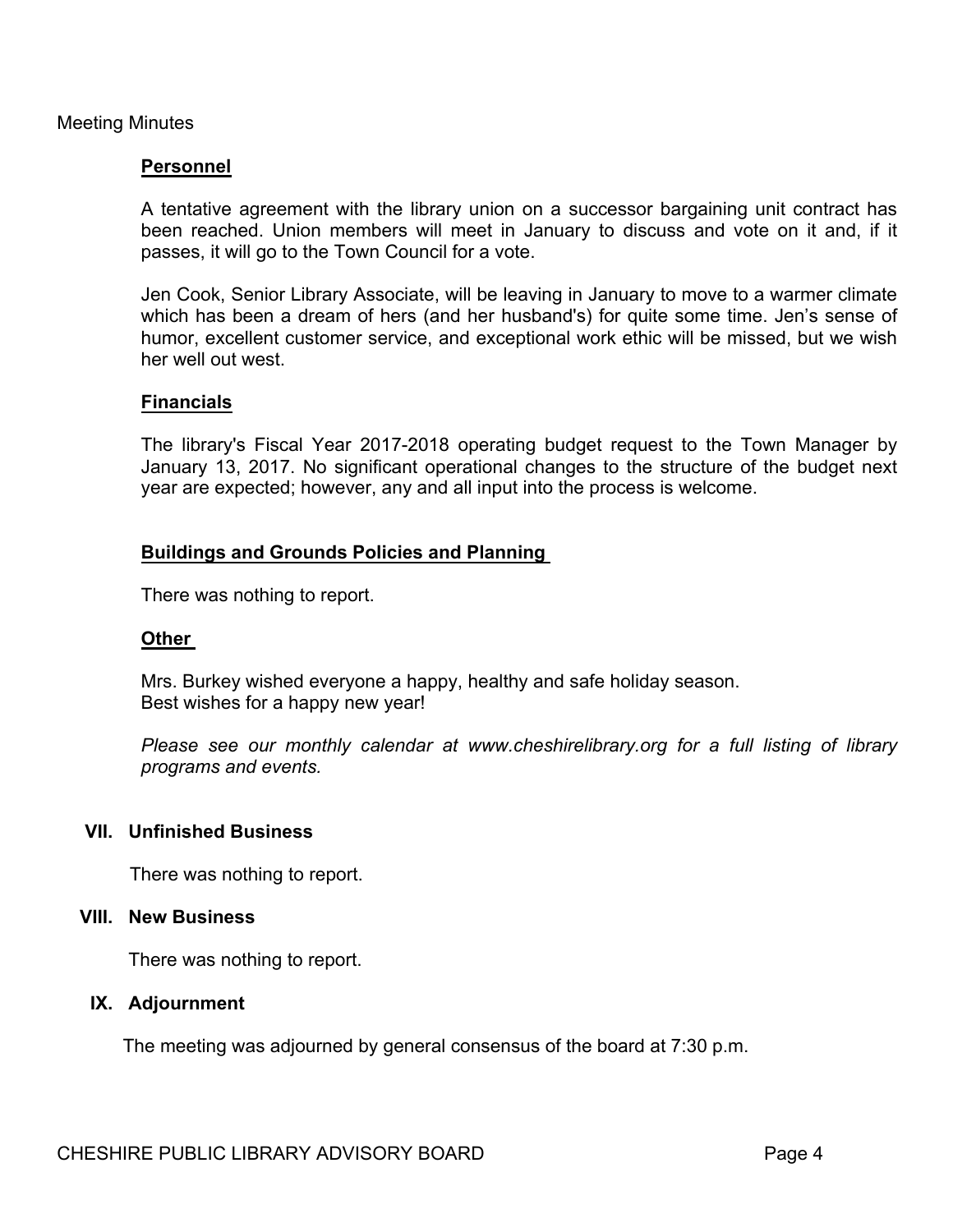Meeting Minutes

**Personnel**

A tentative agreement with the library union on a successor bargaining unit contract has been reached. Union members will meet in January to discuss and vote on it and, if it passes, it will go to the Town Council for a vote.

Jen Cook, Senior Library Associate, will be leaving in January to move to a warmer climate which has been a dream of hers (and her husband's) for quite some time. Jen's sense of humor, excellent customer service, and exceptional work ethic will be missed, but we wish her well out west.

**Financials**

The library's Fiscal Year 2017-2018 operating budget request to the Town Manager by January 13, 2017. No significant operational changes to the structure of the budget next year are expected; however, any and all input into the process is welcome.

**Buildings and Grounds Policies and Planning**

There was nothing to report.

**Other**

Mrs. Burkey wished everyone a happy, healthy and safe holiday season.
Best wishes for a happy new year!

*Please see our monthly calendar at www.cheshirelibrary.org for a full listing of library programs and events.*

## VII. Unfinished Business

There was nothing to report.

## VIII. New Business

There was nothing to report.

## IX. Adjournment

The meeting was adjourned by general consensus of the board at 7:30 p.m.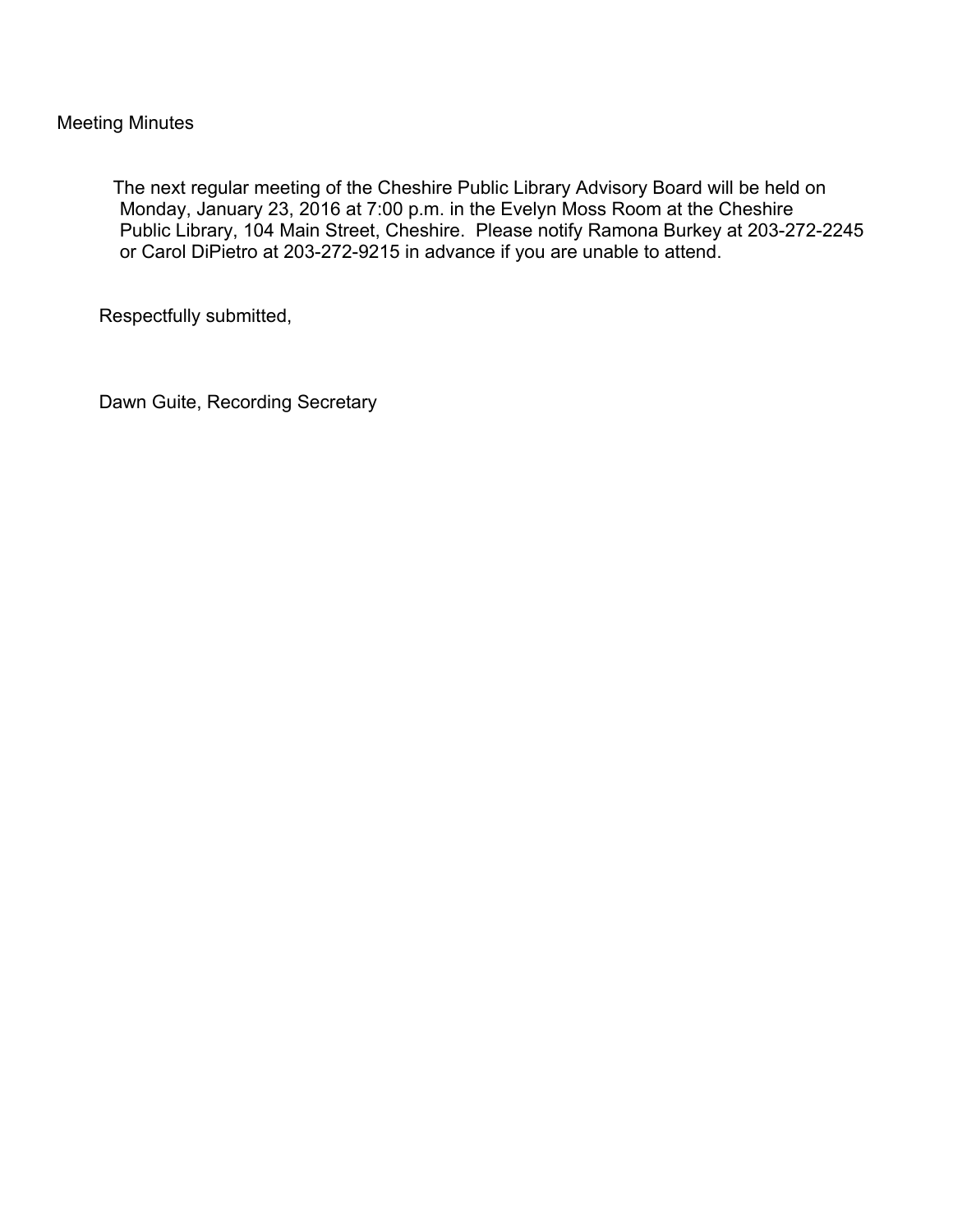Meeting Minutes

The next regular meeting of the Cheshire Public Library Advisory Board will be held on Monday, January 23, 2016 at 7:00 p.m. in the Evelyn Moss Room at the Cheshire Public Library, 104 Main Street, Cheshire. Please notify Ramona Burkey at 203-272-2245 or Carol DiPietro at 203-272-9215 in advance if you are unable to attend.

Respectfully submitted,

Dawn Guite, Recording Secretary